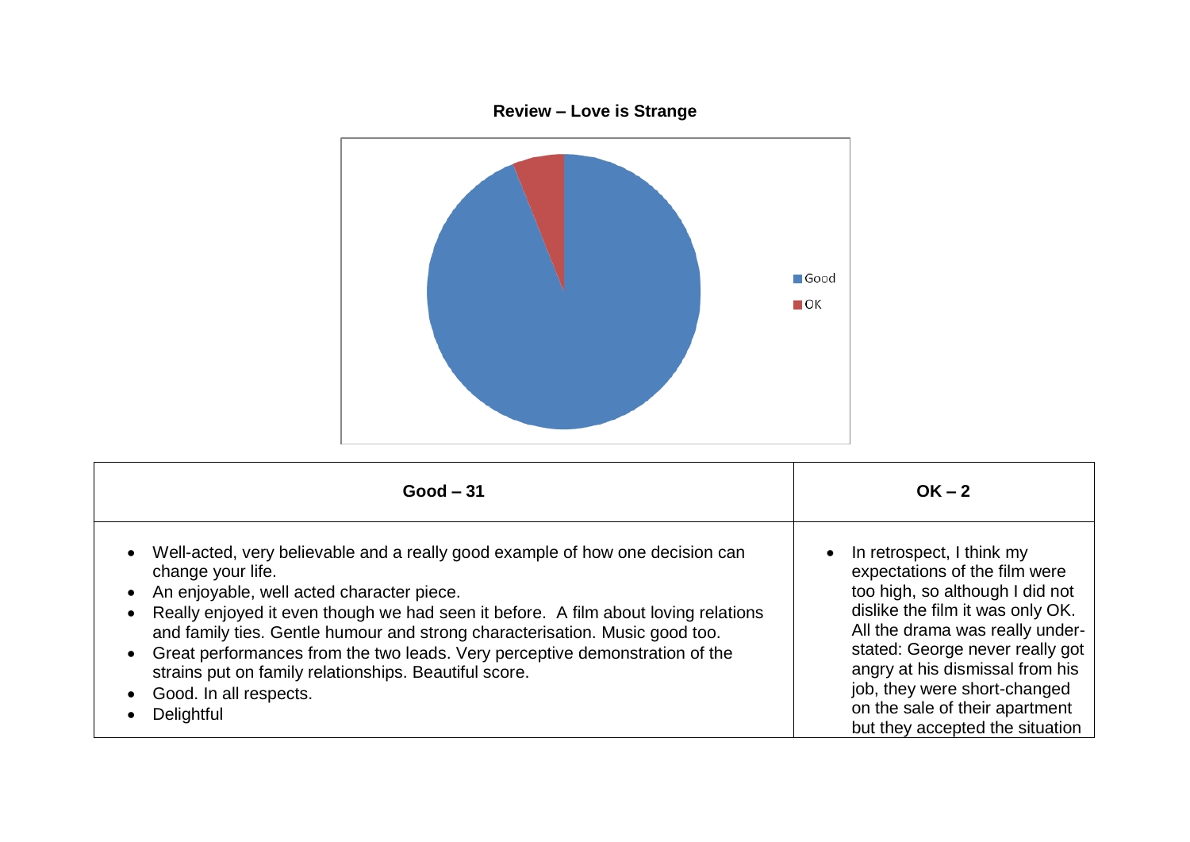# Review – Love is Strange

Good
OK

| Good – 31 | OK – 2 |
| --- | --- |
| • Well-acted, very believable and a really good example of how one decision can change your life.<br>• An enjoyable, well acted character piece.<br>• Really enjoyed it even though we had seen it before. A film about loving relations and family ties. Gentle humour and strong characterisation. Music good too.<br>• Great performances from the two leads. Very perceptive demonstration of the strains put on family relationships. Beautiful score.<br>• Good. In all respects.<br>• Delightful | • In retrospect, I think my expectations of the film were too high, so although I did not dislike the film it was only OK. All the drama was really under-stated: George never really got angry at his dismissal from his job, they were short-changed on the sale of their apartment but they accepted the situation |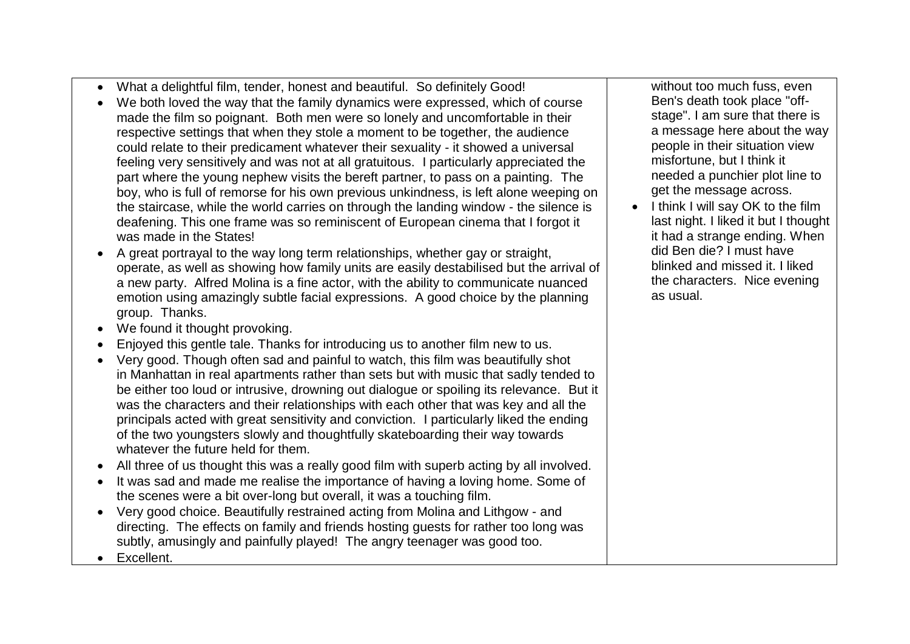- What a delightful film, tender, honest and beautiful. So definitely Good!
- We both loved the way that the family dynamics were expressed, which of course made the film so poignant. Both men were so lonely and uncomfortable in their respective settings that when they stole a moment to be together, the audience could relate to their predicament whatever their sexuality - it showed a universal feeling very sensitively and was not at all gratuitous. I particularly appreciated the part where the young nephew visits the bereft partner, to pass on a painting. The boy, who is full of remorse for his own previous unkindness, is left alone weeping on the staircase, while the world carries on through the landing window - the silence is deafening. This one frame was so reminiscent of European cinema that I forgot it was made in the States!
- A great portrayal to the way long term relationships, whether gay or straight, operate, as well as showing how family units are easily destabilised but the arrival of a new party. Alfred Molina is a fine actor, with the ability to communicate nuanced emotion using amazingly subtle facial expressions. A good choice by the planning group. Thanks.
- We found it thought provoking.
- Enjoyed this gentle tale. Thanks for introducing us to another film new to us.
- Very good. Though often sad and painful to watch, this film was beautifully shot in Manhattan in real apartments rather than sets but with music that sadly tended to be either too loud or intrusive, drowning out dialogue or spoiling its relevance. But it was the characters and their relationships with each other that was key and all the principals acted with great sensitivity and conviction. I particularly liked the ending of the two youngsters slowly and thoughtfully skateboarding their way towards whatever the future held for them.
- All three of us thought this was a really good film with superb acting by all involved.
- It was sad and made me realise the importance of having a loving home. Some of the scenes were a bit over-long but overall, it was a touching film.
- Very good choice. Beautifully restrained acting from Molina and Lithgow - and directing. The effects on family and friends hosting guests for rather too long was subtly, amusingly and painfully played! The angry teenager was good too.
- Excellent.

without too much fuss, even Ben's death took place "off-stage". I am sure that there is a message here about the way people in their situation view misfortune, but I think it needed a punchier plot line to get the message across.

- I think I will say OK to the film last night. I liked it but I thought it had a strange ending. When did Ben die? I must have blinked and missed it. I liked the characters. Nice evening as usual.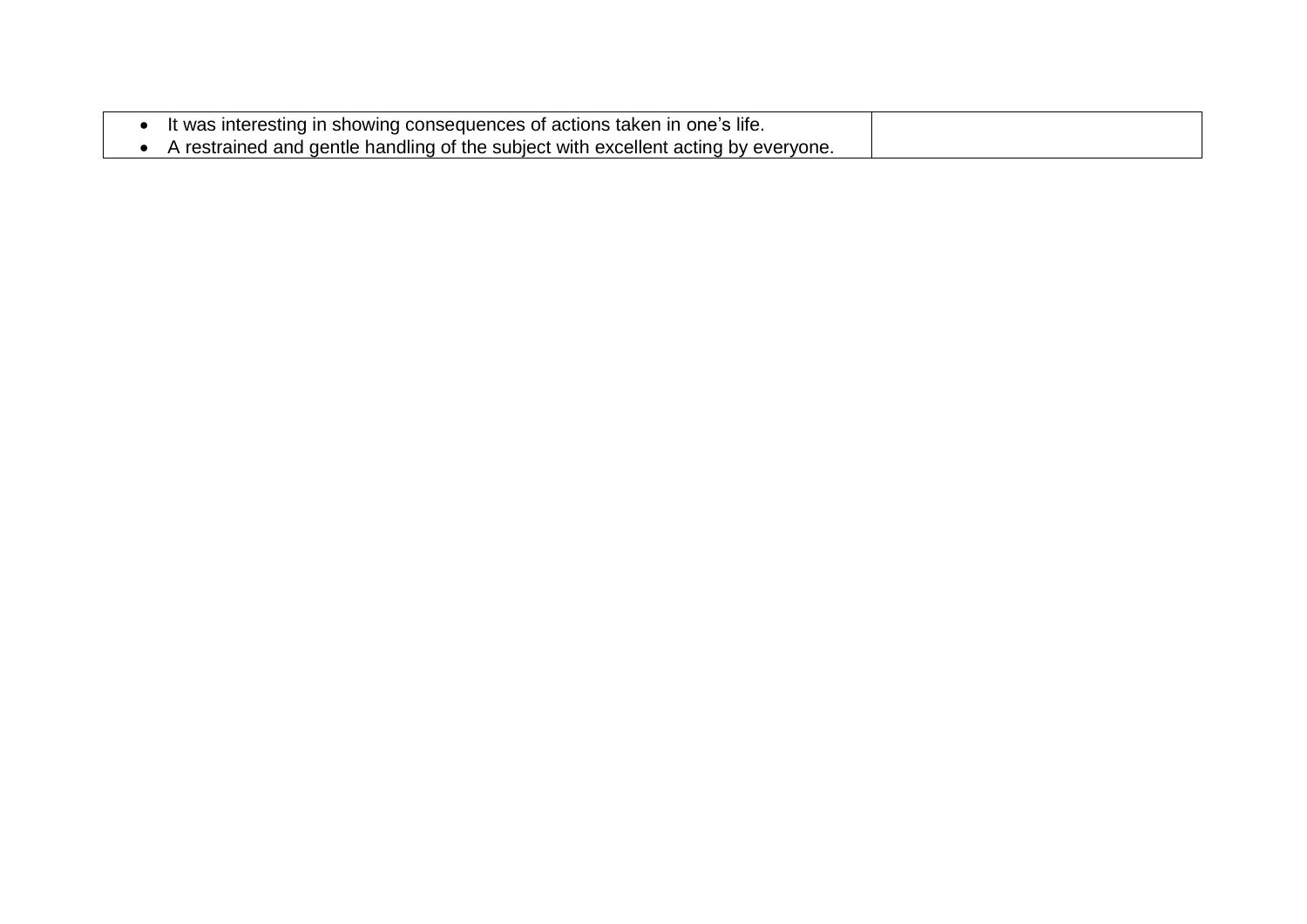| | |
|---|---|
| • It was interesting in showing consequences of actions taken in one's life.<br>• A restrained and gentle handling of the subject with excellent acting by everyone. | |